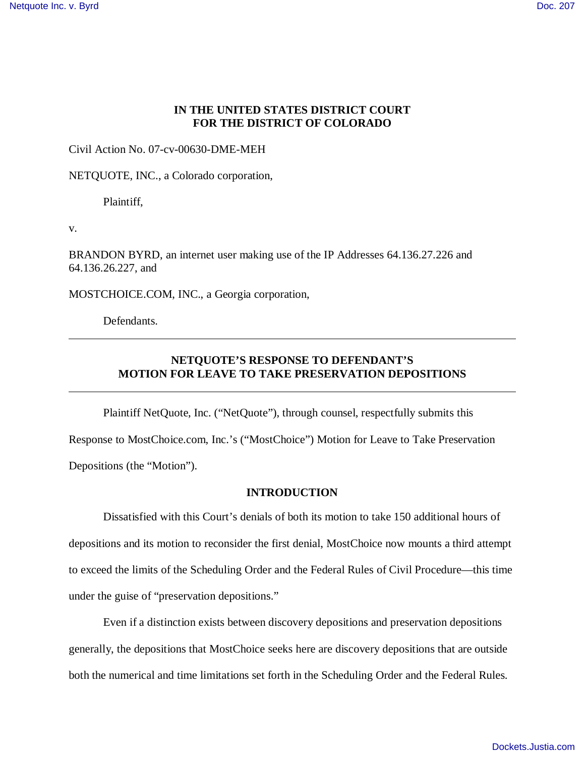**IN THE UNITED STATES DISTRICT COURT**
**FOR THE DISTRICT OF COLORADO**

Civil Action No. 07-cv-00630-DME-MEH

NETQUOTE, INC., a Colorado corporation,

Plaintiff,

v.

BRANDON BYRD, an internet user making use of the IP Addresses 64.136.27.226 and 64.136.26.227, and

MOSTCHOICE.COM, INC., a Georgia corporation,

Defendants.

---

**NETQUOTE'S RESPONSE TO DEFENDANT'S MOTION FOR LEAVE TO TAKE PRESERVATION DEPOSITIONS**

---

Plaintiff NetQuote, Inc. ("NetQuote"), through counsel, respectfully submits this Response to MostChoice.com, Inc.'s ("MostChoice") Motion for Leave to Take Preservation Depositions (the "Motion").

## INTRODUCTION

Dissatisfied with this Court's denials of both its motion to take 150 additional hours of depositions and its motion to reconsider the first denial, MostChoice now mounts a third attempt to exceed the limits of the Scheduling Order and the Federal Rules of Civil Procedure—this time under the guise of "preservation depositions."

Even if a distinction exists between discovery depositions and preservation depositions generally, the depositions that MostChoice seeks here are discovery depositions that are outside both the numerical and time limitations set forth in the Scheduling Order and the Federal Rules.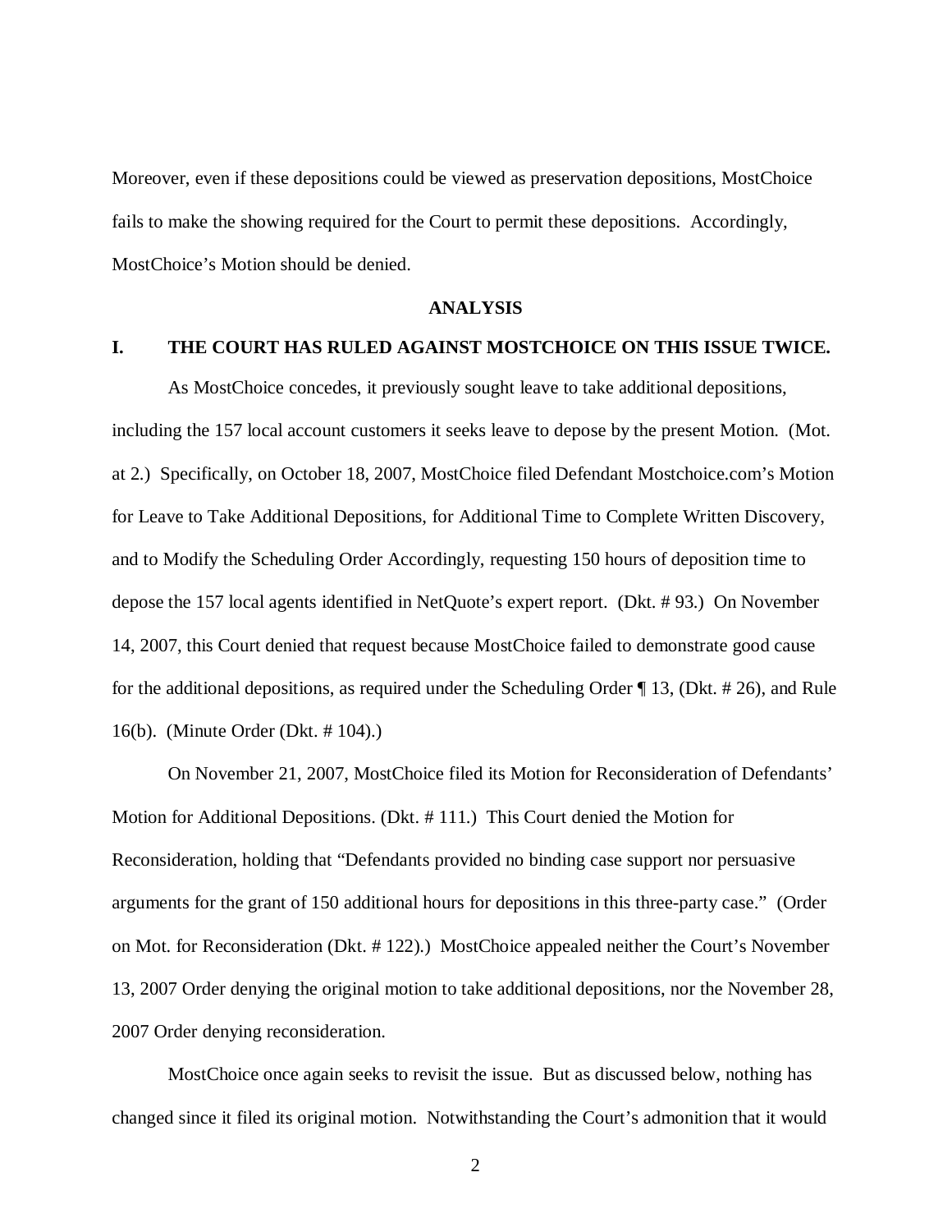Moreover, even if these depositions could be viewed as preservation depositions, MostChoice fails to make the showing required for the Court to permit these depositions. Accordingly, MostChoice's Motion should be denied.

## ANALYSIS

### I. THE COURT HAS RULED AGAINST MOSTCHOICE ON THIS ISSUE TWICE.

As MostChoice concedes, it previously sought leave to take additional depositions, including the 157 local account customers it seeks leave to depose by the present Motion. (Mot. at 2.) Specifically, on October 18, 2007, MostChoice filed Defendant Mostchoice.com's Motion for Leave to Take Additional Depositions, for Additional Time to Complete Written Discovery, and to Modify the Scheduling Order Accordingly, requesting 150 hours of deposition time to depose the 157 local agents identified in NetQuote's expert report. (Dkt. # 93.) On November 14, 2007, this Court denied that request because MostChoice failed to demonstrate good cause for the additional depositions, as required under the Scheduling Order ¶ 13, (Dkt. # 26), and Rule 16(b). (Minute Order (Dkt. # 104).)

On November 21, 2007, MostChoice filed its Motion for Reconsideration of Defendants' Motion for Additional Depositions. (Dkt. # 111.) This Court denied the Motion for Reconsideration, holding that "Defendants provided no binding case support nor persuasive arguments for the grant of 150 additional hours for depositions in this three-party case." (Order on Mot. for Reconsideration (Dkt. # 122).) MostChoice appealed neither the Court's November 13, 2007 Order denying the original motion to take additional depositions, nor the November 28, 2007 Order denying reconsideration.

MostChoice once again seeks to revisit the issue. But as discussed below, nothing has changed since it filed its original motion. Notwithstanding the Court's admonition that it would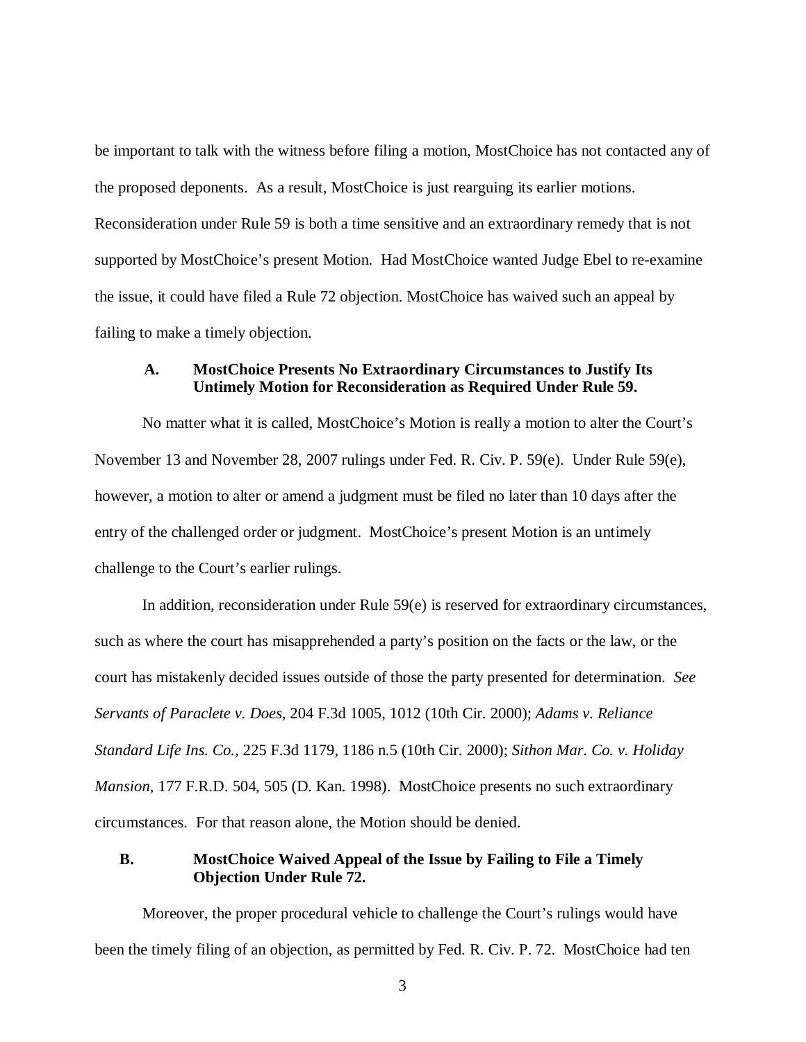be important to talk with the witness before filing a motion, MostChoice has not contacted any of the proposed deponents. As a result, MostChoice is just rearguing its earlier motions. Reconsideration under Rule 59 is both a time sensitive and an extraordinary remedy that is not supported by MostChoice's present Motion. Had MostChoice wanted Judge Ebel to re-examine the issue, it could have filed a Rule 72 objection. MostChoice has waived such an appeal by failing to make a timely objection.

### A. MostChoice Presents No Extraordinary Circumstances to Justify Its Untimely Motion for Reconsideration as Required Under Rule 59.

No matter what it is called, MostChoice's Motion is really a motion to alter the Court's November 13 and November 28, 2007 rulings under Fed. R. Civ. P. 59(e). Under Rule 59(e), however, a motion to alter or amend a judgment must be filed no later than 10 days after the entry of the challenged order or judgment. MostChoice's present Motion is an untimely challenge to the Court's earlier rulings.

In addition, reconsideration under Rule 59(e) is reserved for extraordinary circumstances, such as where the court has misapprehended a party's position on the facts or the law, or the court has mistakenly decided issues outside of those the party presented for determination. *See Servants of Paraclete v. Does*, 204 F.3d 1005, 1012 (10th Cir. 2000); *Adams v. Reliance Standard Life Ins. Co.*, 225 F.3d 1179, 1186 n.5 (10th Cir. 2000); *Sithon Mar. Co. v. Holiday Mansion*, 177 F.R.D. 504, 505 (D. Kan. 1998). MostChoice presents no such extraordinary circumstances. For that reason alone, the Motion should be denied.

### B. MostChoice Waived Appeal of the Issue by Failing to File a Timely Objection Under Rule 72.

Moreover, the proper procedural vehicle to challenge the Court's rulings would have been the timely filing of an objection, as permitted by Fed. R. Civ. P. 72. MostChoice had ten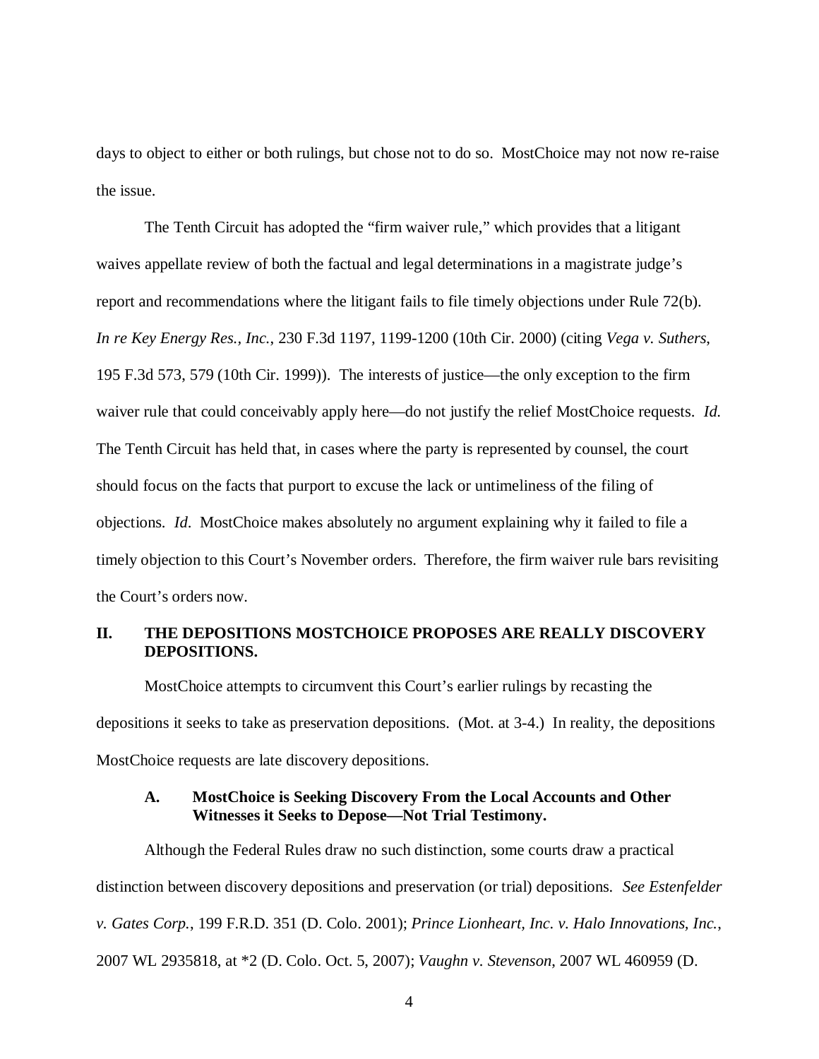days to object to either or both rulings, but chose not to do so. MostChoice may not now re-raise the issue.

The Tenth Circuit has adopted the "firm waiver rule," which provides that a litigant waives appellate review of both the factual and legal determinations in a magistrate judge's report and recommendations where the litigant fails to file timely objections under Rule 72(b). *In re Key Energy Res., Inc.*, 230 F.3d 1197, 1199-1200 (10th Cir. 2000) (citing *Vega v. Suthers*, 195 F.3d 573, 579 (10th Cir. 1999)). The interests of justice—the only exception to the firm waiver rule that could conceivably apply here—do not justify the relief MostChoice requests. *Id.* The Tenth Circuit has held that, in cases where the party is represented by counsel, the court should focus on the facts that purport to excuse the lack or untimeliness of the filing of objections. *Id*. MostChoice makes absolutely no argument explaining why it failed to file a timely objection to this Court's November orders. Therefore, the firm waiver rule bars revisiting the Court's orders now.

## II. THE DEPOSITIONS MOSTCHOICE PROPOSES ARE REALLY DISCOVERY DEPOSITIONS.

MostChoice attempts to circumvent this Court's earlier rulings by recasting the depositions it seeks to take as preservation depositions. (Mot. at 3-4.) In reality, the depositions MostChoice requests are late discovery depositions.

### A. MostChoice is Seeking Discovery From the Local Accounts and Other Witnesses it Seeks to Depose—Not Trial Testimony.

Although the Federal Rules draw no such distinction, some courts draw a practical distinction between discovery depositions and preservation (or trial) depositions. *See Estenfelder v. Gates Corp.*, 199 F.R.D. 351 (D. Colo. 2001); *Prince Lionheart, Inc. v. Halo Innovations, Inc.*, 2007 WL 2935818, at *2 (D. Colo. Oct. 5, 2007); *Vaughn v. Stevenson*, 2007 WL 460959 (D.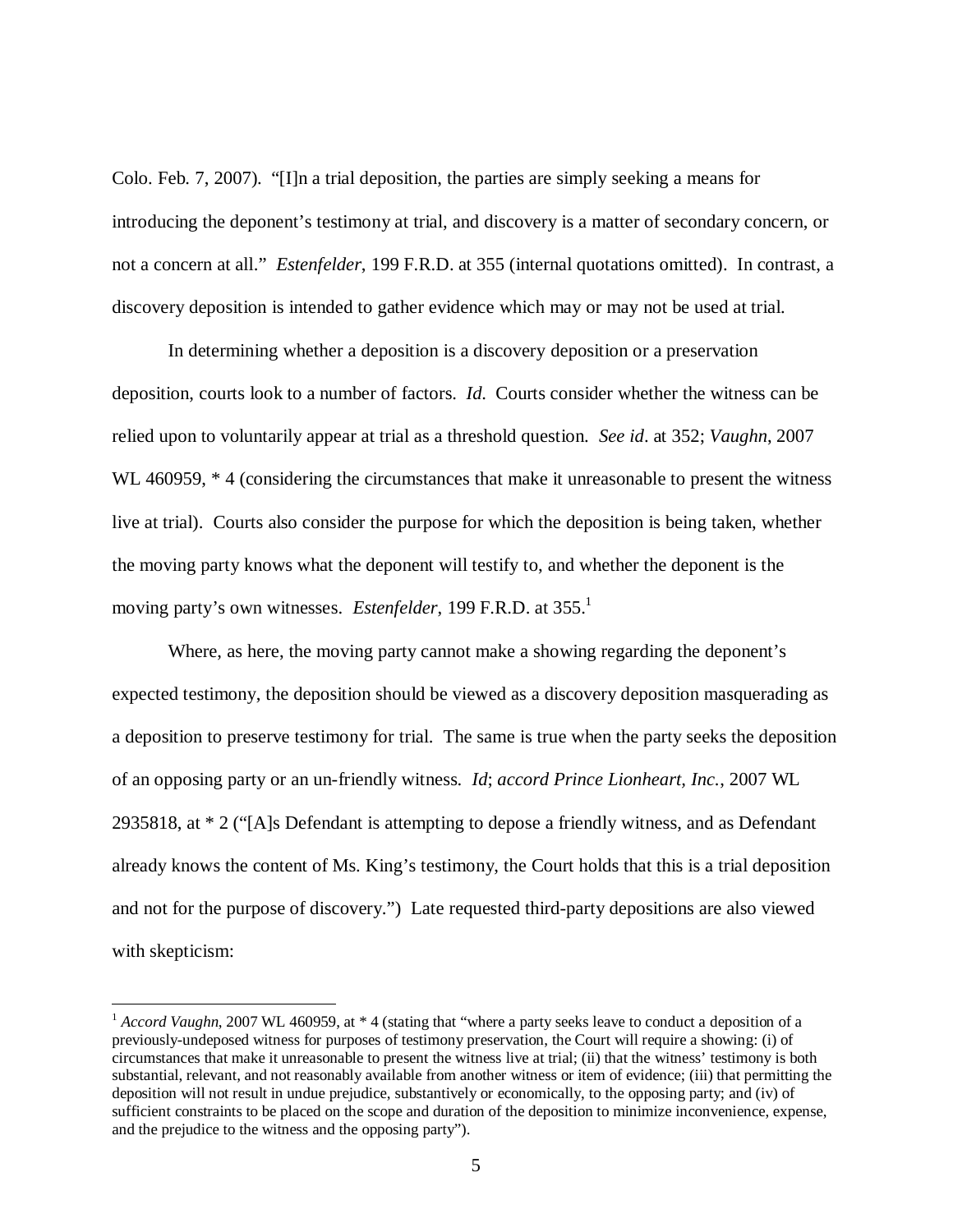Colo. Feb. 7, 2007). "[I]n a trial deposition, the parties are simply seeking a means for introducing the deponent's testimony at trial, and discovery is a matter of secondary concern, or not a concern at all." *Estenfelder*, 199 F.R.D. at 355 (internal quotations omitted). In contrast, a discovery deposition is intended to gather evidence which may or may not be used at trial.

In determining whether a deposition is a discovery deposition or a preservation deposition, courts look to a number of factors. *Id.* Courts consider whether the witness can be relied upon to voluntarily appear at trial as a threshold question. *See id*. at 352; *Vaughn*, 2007 WL 460959, * 4 (considering the circumstances that make it unreasonable to present the witness live at trial). Courts also consider the purpose for which the deposition is being taken, whether the moving party knows what the deponent will testify to, and whether the deponent is the moving party's own witnesses. *Estenfelder*, 199 F.R.D. at 355.[1]

Where, as here, the moving party cannot make a showing regarding the deponent's expected testimony, the deposition should be viewed as a discovery deposition masquerading as a deposition to preserve testimony for trial. The same is true when the party seeks the deposition of an opposing party or an un-friendly witness. *Id*; *accord Prince Lionheart, Inc.*, 2007 WL 2935818, at * 2 ("[A]s Defendant is attempting to depose a friendly witness, and as Defendant already knows the content of Ms. King's testimony, the Court holds that this is a trial deposition and not for the purpose of discovery.") Late requested third-party depositions are also viewed with skepticism:

---

[1] *Accord Vaughn*, 2007 WL 460959, at * 4 (stating that "where a party seeks leave to conduct a deposition of a previously-undeposed witness for purposes of testimony preservation, the Court will require a showing: (i) of circumstances that make it unreasonable to present the witness live at trial; (ii) that the witness' testimony is both substantial, relevant, and not reasonably available from another witness or item of evidence; (iii) that permitting the deposition will not result in undue prejudice, substantively or economically, to the opposing party; and (iv) of sufficient constraints to be placed on the scope and duration of the deposition to minimize inconvenience, expense, and the prejudice to the witness and the opposing party").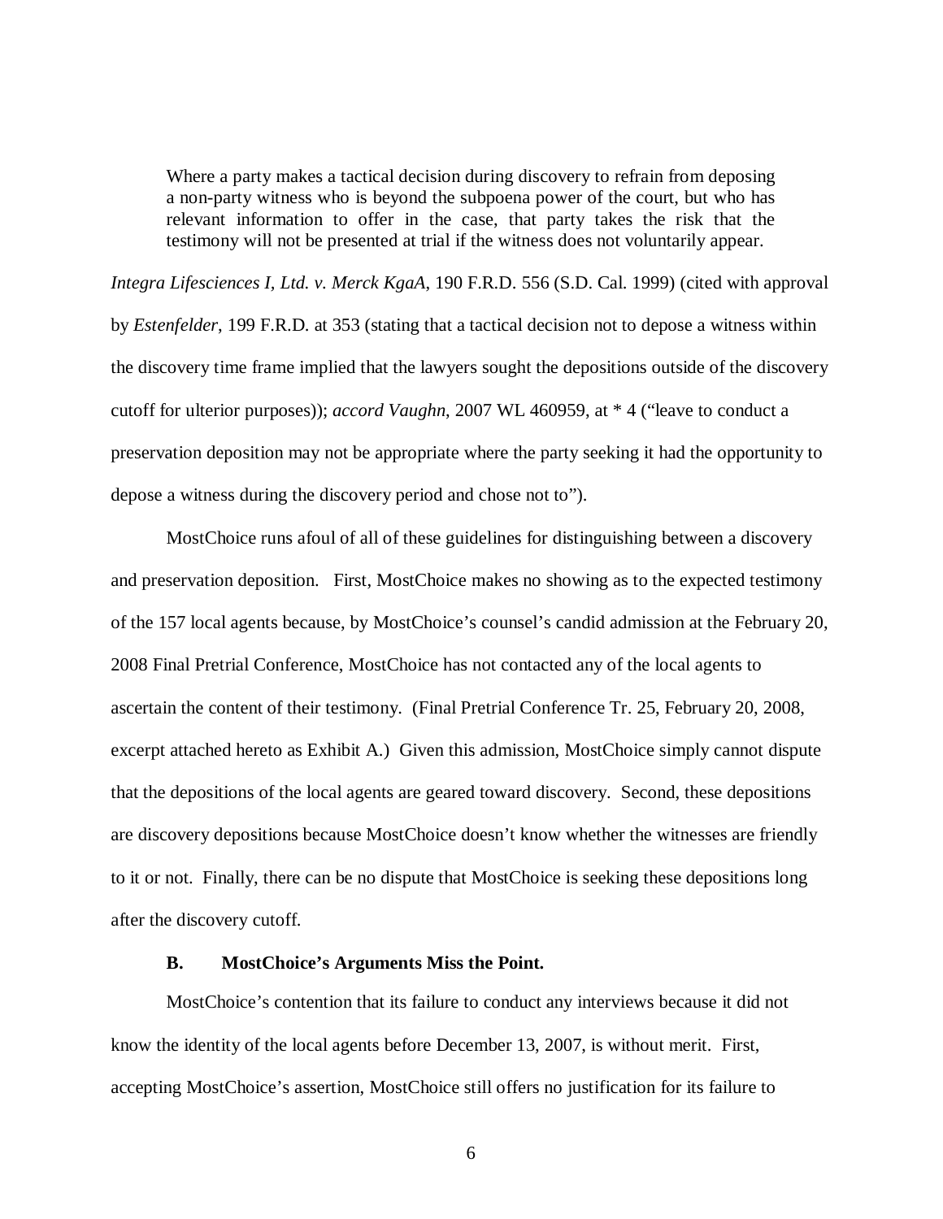> Where a party makes a tactical decision during discovery to refrain from deposing a non-party witness who is beyond the subpoena power of the court, but who has relevant information to offer in the case, that party takes the risk that the testimony will not be presented at trial if the witness does not voluntarily appear.

*Integra Lifesciences I, Ltd. v. Merck KgaA*, 190 F.R.D. 556 (S.D. Cal. 1999) (cited with approval by *Estenfelder*, 199 F.R.D. at 353 (stating that a tactical decision not to depose a witness within the discovery time frame implied that the lawyers sought the depositions outside of the discovery cutoff for ulterior purposes)); *accord Vaughn*, 2007 WL 460959, at * 4 ("leave to conduct a preservation deposition may not be appropriate where the party seeking it had the opportunity to depose a witness during the discovery period and chose not to").

MostChoice runs afoul of all of these guidelines for distinguishing between a discovery and preservation deposition. First, MostChoice makes no showing as to the expected testimony of the 157 local agents because, by MostChoice's counsel's candid admission at the February 20, 2008 Final Pretrial Conference, MostChoice has not contacted any of the local agents to ascertain the content of their testimony. (Final Pretrial Conference Tr. 25, February 20, 2008, excerpt attached hereto as Exhibit A.) Given this admission, MostChoice simply cannot dispute that the depositions of the local agents are geared toward discovery. Second, these depositions are discovery depositions because MostChoice doesn't know whether the witnesses are friendly to it or not. Finally, there can be no dispute that MostChoice is seeking these depositions long after the discovery cutoff.

### B. MostChoice's Arguments Miss the Point.

MostChoice's contention that its failure to conduct any interviews because it did not know the identity of the local agents before December 13, 2007, is without merit. First, accepting MostChoice's assertion, MostChoice still offers no justification for its failure to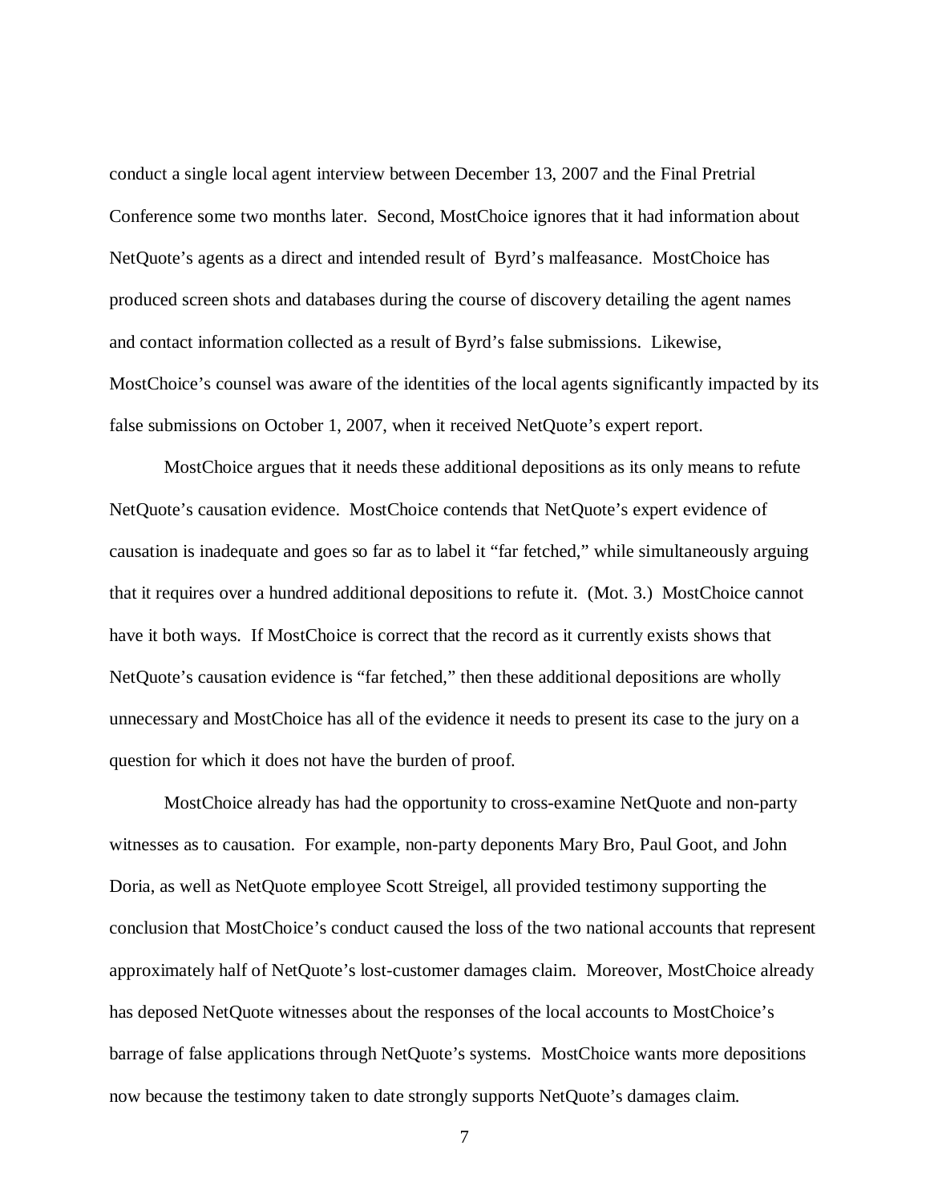conduct a single local agent interview between December 13, 2007 and the Final Pretrial Conference some two months later. Second, MostChoice ignores that it had information about NetQuote's agents as a direct and intended result of Byrd's malfeasance. MostChoice has produced screen shots and databases during the course of discovery detailing the agent names and contact information collected as a result of Byrd's false submissions. Likewise, MostChoice's counsel was aware of the identities of the local agents significantly impacted by its false submissions on October 1, 2007, when it received NetQuote's expert report.

MostChoice argues that it needs these additional depositions as its only means to refute NetQuote's causation evidence. MostChoice contends that NetQuote's expert evidence of causation is inadequate and goes so far as to label it "far fetched," while simultaneously arguing that it requires over a hundred additional depositions to refute it. (Mot. 3.) MostChoice cannot have it both ways. If MostChoice is correct that the record as it currently exists shows that NetQuote's causation evidence is "far fetched," then these additional depositions are wholly unnecessary and MostChoice has all of the evidence it needs to present its case to the jury on a question for which it does not have the burden of proof.

MostChoice already has had the opportunity to cross-examine NetQuote and non-party witnesses as to causation. For example, non-party deponents Mary Bro, Paul Goot, and John Doria, as well as NetQuote employee Scott Streigel, all provided testimony supporting the conclusion that MostChoice's conduct caused the loss of the two national accounts that represent approximately half of NetQuote's lost-customer damages claim. Moreover, MostChoice already has deposed NetQuote witnesses about the responses of the local accounts to MostChoice's barrage of false applications through NetQuote's systems. MostChoice wants more depositions now because the testimony taken to date strongly supports NetQuote's damages claim.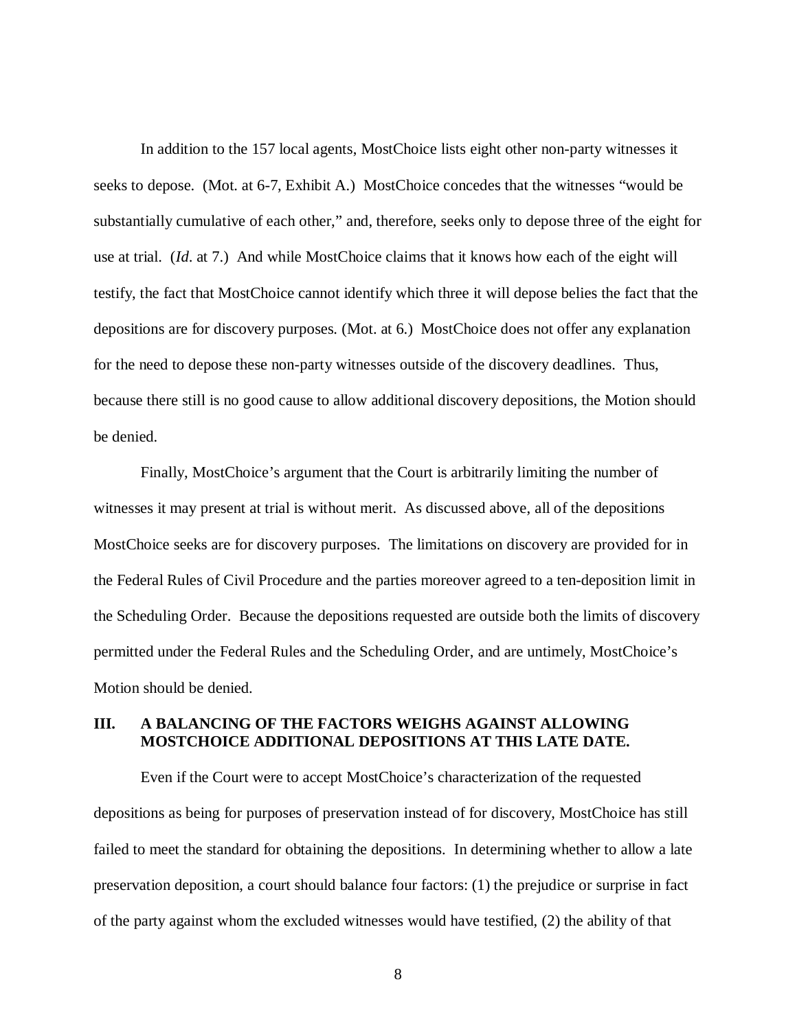In addition to the 157 local agents, MostChoice lists eight other non-party witnesses it seeks to depose. (Mot. at 6-7, Exhibit A.) MostChoice concedes that the witnesses "would be substantially cumulative of each other," and, therefore, seeks only to depose three of the eight for use at trial. (*Id*. at 7.) And while MostChoice claims that it knows how each of the eight will testify, the fact that MostChoice cannot identify which three it will depose belies the fact that the depositions are for discovery purposes. (Mot. at 6.) MostChoice does not offer any explanation for the need to depose these non-party witnesses outside of the discovery deadlines. Thus, because there still is no good cause to allow additional discovery depositions, the Motion should be denied.

Finally, MostChoice's argument that the Court is arbitrarily limiting the number of witnesses it may present at trial is without merit. As discussed above, all of the depositions MostChoice seeks are for discovery purposes. The limitations on discovery are provided for in the Federal Rules of Civil Procedure and the parties moreover agreed to a ten-deposition limit in the Scheduling Order. Because the depositions requested are outside both the limits of discovery permitted under the Federal Rules and the Scheduling Order, and are untimely, MostChoice's Motion should be denied.

## III. A BALANCING OF THE FACTORS WEIGHS AGAINST ALLOWING MOSTCHOICE ADDITIONAL DEPOSITIONS AT THIS LATE DATE.

Even if the Court were to accept MostChoice's characterization of the requested depositions as being for purposes of preservation instead of for discovery, MostChoice has still failed to meet the standard for obtaining the depositions. In determining whether to allow a late preservation deposition, a court should balance four factors: (1) the prejudice or surprise in fact of the party against whom the excluded witnesses would have testified, (2) the ability of that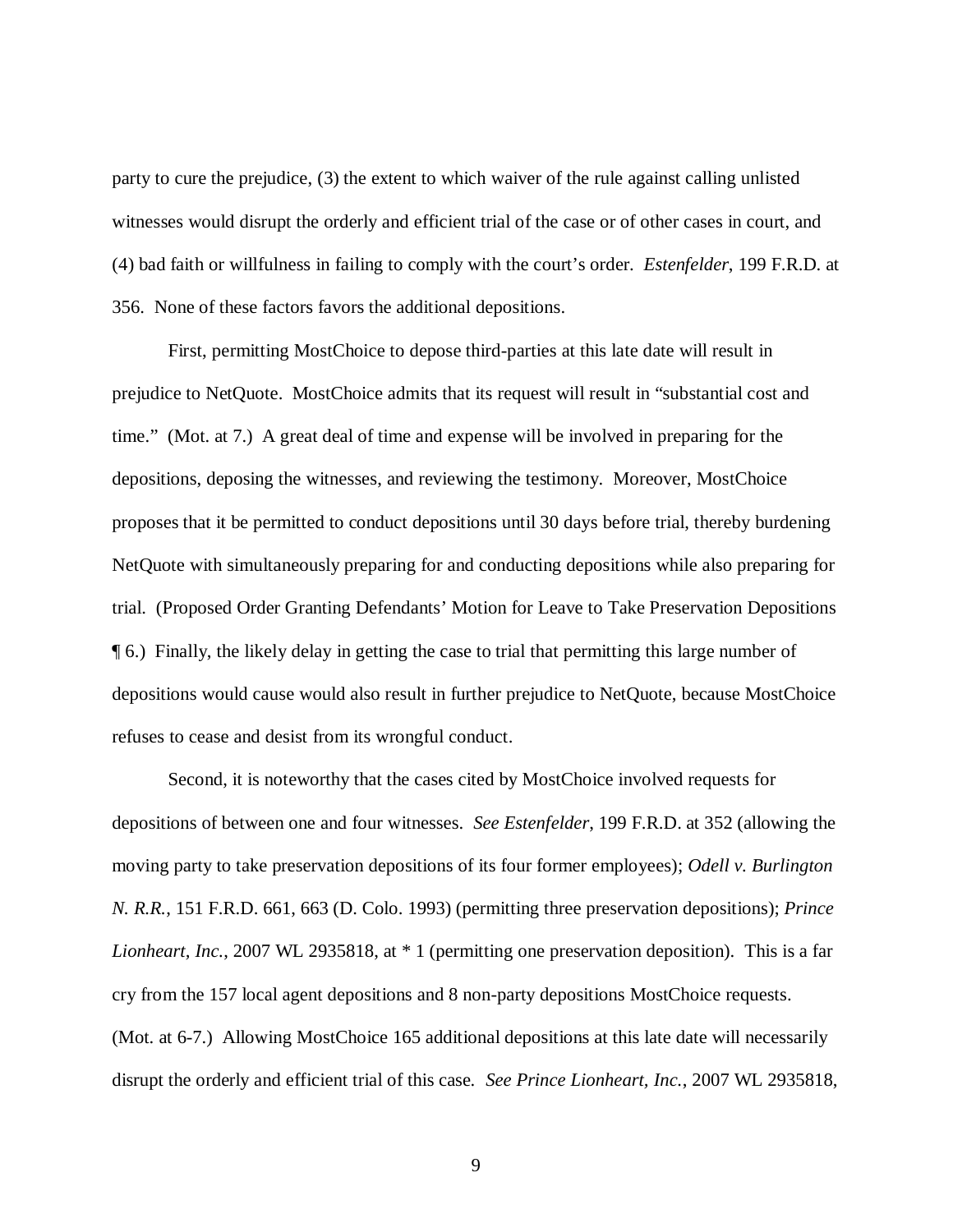party to cure the prejudice, (3) the extent to which waiver of the rule against calling unlisted witnesses would disrupt the orderly and efficient trial of the case or of other cases in court, and (4) bad faith or willfulness in failing to comply with the court's order. *Estenfelder*, 199 F.R.D. at 356. None of these factors favors the additional depositions.

First, permitting MostChoice to depose third-parties at this late date will result in prejudice to NetQuote. MostChoice admits that its request will result in "substantial cost and time." (Mot. at 7.) A great deal of time and expense will be involved in preparing for the depositions, deposing the witnesses, and reviewing the testimony. Moreover, MostChoice proposes that it be permitted to conduct depositions until 30 days before trial, thereby burdening NetQuote with simultaneously preparing for and conducting depositions while also preparing for trial. (Proposed Order Granting Defendants' Motion for Leave to Take Preservation Depositions ¶ 6.) Finally, the likely delay in getting the case to trial that permitting this large number of depositions would cause would also result in further prejudice to NetQuote, because MostChoice refuses to cease and desist from its wrongful conduct.

Second, it is noteworthy that the cases cited by MostChoice involved requests for depositions of between one and four witnesses. *See Estenfelder*, 199 F.R.D. at 352 (allowing the moving party to take preservation depositions of its four former employees); *Odell v. Burlington N. R.R.*, 151 F.R.D. 661, 663 (D. Colo. 1993) (permitting three preservation depositions); *Prince Lionheart, Inc.*, 2007 WL 2935818, at * 1 (permitting one preservation deposition). This is a far cry from the 157 local agent depositions and 8 non-party depositions MostChoice requests. (Mot. at 6-7.) Allowing MostChoice 165 additional depositions at this late date will necessarily disrupt the orderly and efficient trial of this case. *See Prince Lionheart, Inc.*, 2007 WL 2935818,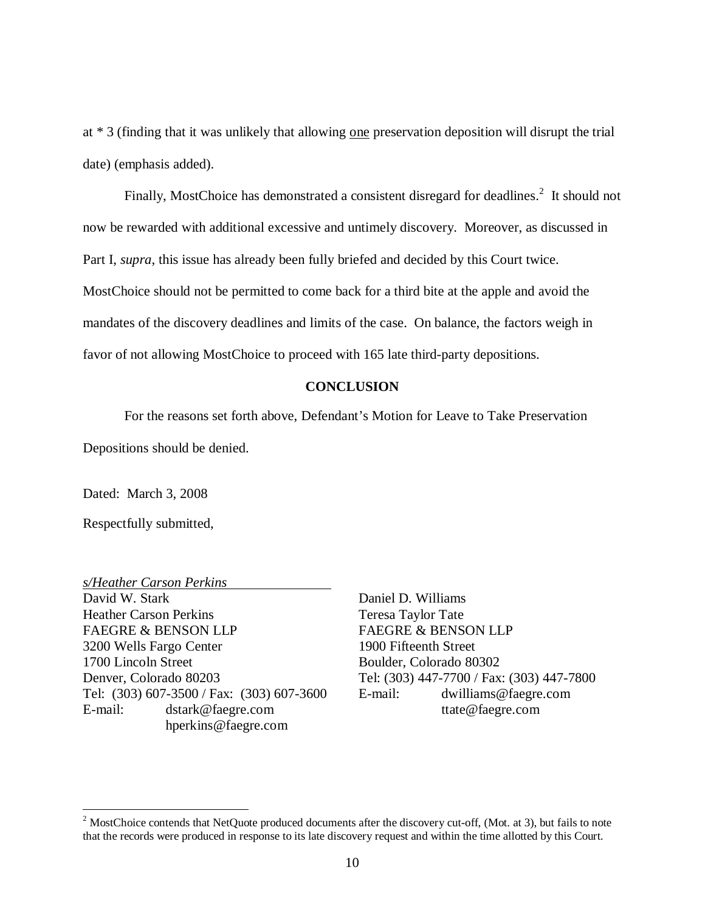at * 3 (finding that it was unlikely that allowing one preservation deposition will disrupt the trial date) (emphasis added).

Finally, MostChoice has demonstrated a consistent disregard for deadlines.[2] It should not now be rewarded with additional excessive and untimely discovery. Moreover, as discussed in Part I, *supra*, this issue has already been fully briefed and decided by this Court twice. MostChoice should not be permitted to come back for a third bite at the apple and avoid the mandates of the discovery deadlines and limits of the case. On balance, the factors weigh in favor of not allowing MostChoice to proceed with 165 late third-party depositions.

## CONCLUSION

For the reasons set forth above, Defendant's Motion for Leave to Take Preservation Depositions should be denied.

Dated: March 3, 2008

Respectfully submitted,

*s/Heather Carson Perkins*
David W. Stark
Heather Carson Perkins
FAEGRE & BENSON LLP
3200 Wells Fargo Center
1700 Lincoln Street
Denver, Colorado 80203
Tel: (303) 607-3500 / Fax: (303) 607-3600
E-mail: dstark@faegre.com
hperkins@faegre.com

Daniel D. Williams
Teresa Taylor Tate
FAEGRE & BENSON LLP
1900 Fifteenth Street
Boulder, Colorado 80302
Tel: (303) 447-7700 / Fax: (303) 447-7800
E-mail: dwilliams@faegre.com
ttate@faegre.com

---

[2] MostChoice contends that NetQuote produced documents after the discovery cut-off, (Mot. at 3), but fails to note that the records were produced in response to its late discovery request and within the time allotted by this Court.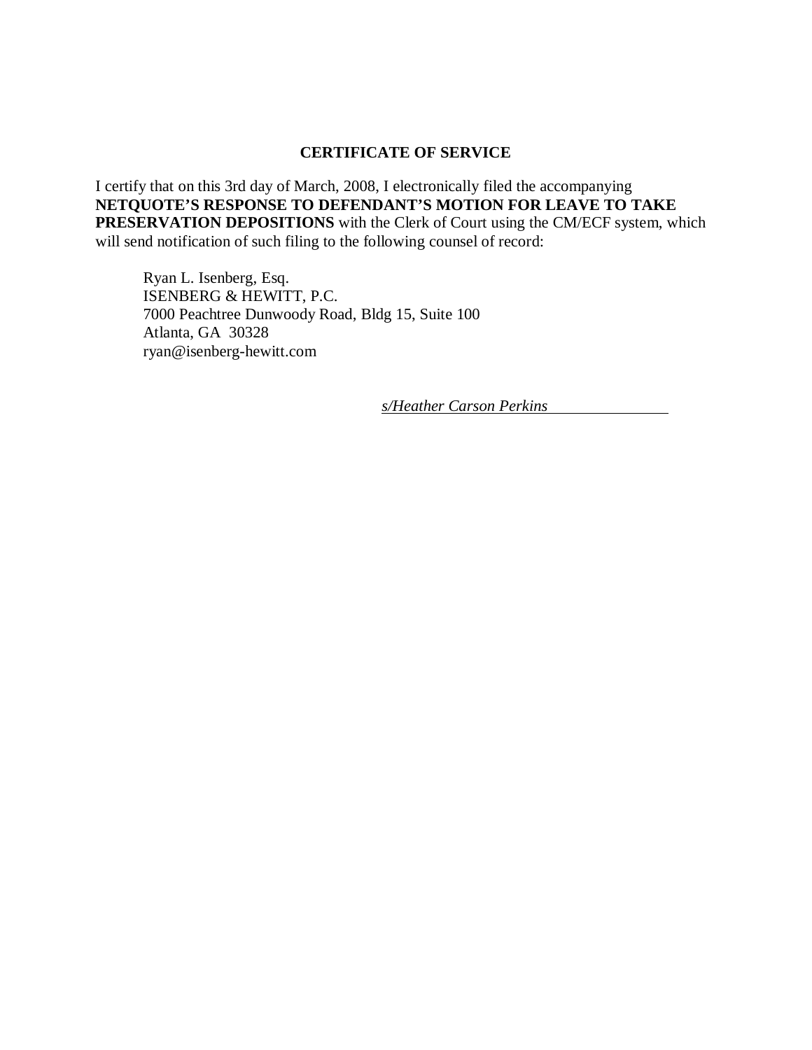**CERTIFICATE OF SERVICE**

I certify that on this 3rd day of March, 2008, I electronically filed the accompanying **NETQUOTE'S RESPONSE TO DEFENDANT'S MOTION FOR LEAVE TO TAKE PRESERVATION DEPOSITIONS** with the Clerk of Court using the CM/ECF system, which will send notification of such filing to the following counsel of record:

Ryan L. Isenberg, Esq.
ISENBERG & HEWITT, P.C.
7000 Peachtree Dunwoody Road, Bldg 15, Suite 100
Atlanta, GA 30328
ryan@isenberg-hewitt.com

*s/Heather Carson Perkins*